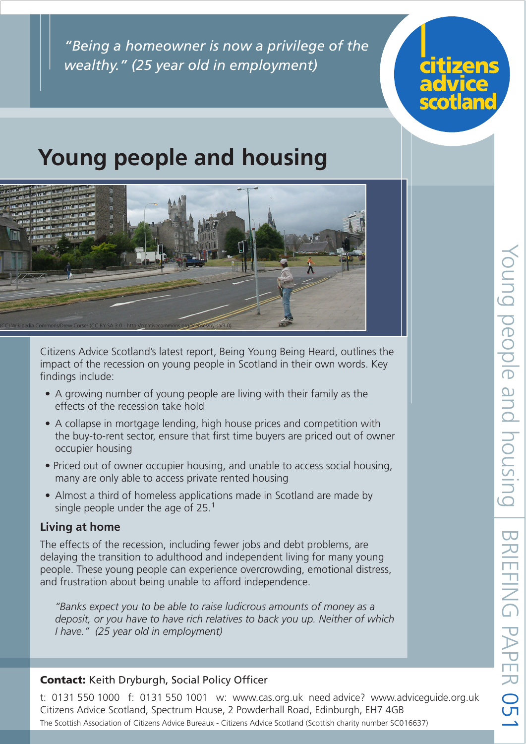*"Being a homeowner is now a privilege of the wealthy." (25 year old in employment)*

citizens advice scotland

# Young people and housing

(CC) Wikipedia Commons/Drew Corser (CC BY-SA 3.0 - http://creativecommons.org/licenses/by-sa/3.0)

Citizens Advice Scotland's latest report, Being Young Being Heard, outlines the impact of the recession on young people in Scotland in their own words. Key findings include:

- A growing number of young people are living with their family as the effects of the recession take hold
- A collapse in mortgage lending, high house prices and competition with the buy-to-rent sector, ensure that first time buyers are priced out of owner occupier housing
- Priced out of owner occupier housing, and unable to access social housing, many are only able to access private rented housing
- Almost a third of homeless applications made in Scotland are made by single people under the age of 25.[1]

## Living at home

The effects of the recession, including fewer jobs and debt problems, are delaying the transition to adulthood and independent living for many young people. These young people can experience overcrowding, emotional distress, and frustration about being unable to afford independence.

> *"Banks expect you to be able to raise ludicrous amounts of money as a deposit, or you have to have rich relatives to back you up. Neither of which I have." (25 year old in employment)*

Young people and housing | BRIEFING PAPER 051

**Contact:** Keith Dryburgh, Social Policy Officer

t: 0131 550 1000 f: 0131 550 1001 w: www.cas.org.uk need advice? www.adviceguide.org.uk
Citizens Advice Scotland, Spectrum House, 2 Powderhall Road, Edinburgh, EH7 4GB
The Scottish Association of Citizens Advice Bureaux - Citizens Advice Scotland (Scottish charity number SC016637)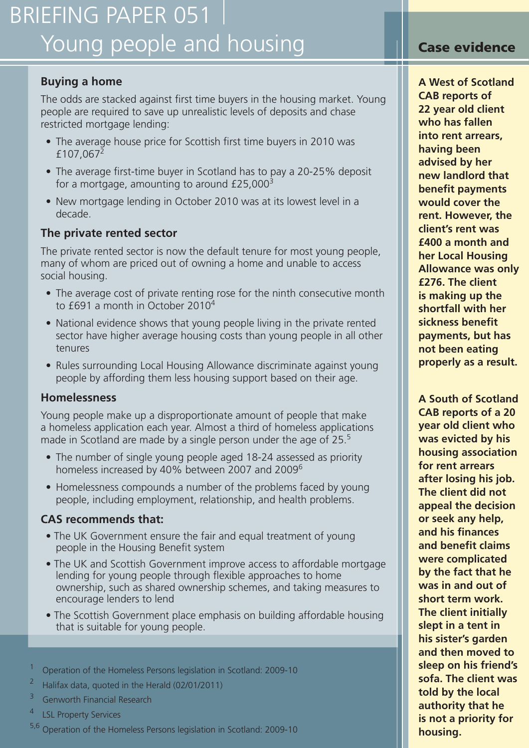# BRIEFING PAPER 051 | Young people and housing

## Buying a home

The odds are stacked against first time buyers in the housing market. Young people are required to save up unrealistic levels of deposits and chase restricted mortgage lending:

- The average house price for Scottish first time buyers in 2010 was £107,067[2]
- The average first-time buyer in Scotland has to pay a 20-25% deposit for a mortgage, amounting to around £25,000[3]
- New mortgage lending in October 2010 was at its lowest level in a decade.

## The private rented sector

The private rented sector is now the default tenure for most young people, many of whom are priced out of owning a home and unable to access social housing.

- The average cost of private renting rose for the ninth consecutive month to £691 a month in October 2010[4]
- National evidence shows that young people living in the private rented sector have higher average housing costs than young people in all other tenures
- Rules surrounding Local Housing Allowance discriminate against young people by affording them less housing support based on their age.

## Homelessness

Young people make up a disproportionate amount of people that make a homeless application each year. Almost a third of homeless applications made in Scotland are made by a single person under the age of 25.[5]

- The number of single young people aged 18-24 assessed as priority homeless increased by 40% between 2007 and 2009[6]
- Homelessness compounds a number of the problems faced by young people, including employment, relationship, and health problems.

## CAS recommends that:

- The UK Government ensure the fair and equal treatment of young people in the Housing Benefit system
- The UK and Scottish Government improve access to affordable mortgage lending for young people through flexible approaches to home ownership, such as shared ownership schemes, and taking measures to encourage lenders to lend
- The Scottish Government place emphasis on building affordable housing that is suitable for young people.

[1] Operation of the Homeless Persons legislation in Scotland: 2009-10

[2] Halifax data, quoted in the Herald (02/01/2011)

[3] Genworth Financial Research

[4] LSL Property Services

[5,6] Operation of the Homeless Persons legislation in Scotland: 2009-10

## Case evidence

**A West of Scotland CAB reports of 22 year old client who has fallen into rent arrears, having been advised by her new landlord that benefit payments would cover the rent. However, the client's rent was £400 a month and her Local Housing Allowance was only £276. The client is making up the shortfall with her sickness benefit payments, but has not been eating properly as a result.**

**A South of Scotland CAB reports of a 20 year old client who was evicted by his housing association for rent arrears after losing his job. The client did not appeal the decision or seek any help, and his finances and benefit claims were complicated by the fact that he was in and out of short term work. The client initially slept in a tent in his sister's garden and then moved to sleep on his friend's sofa. The client was told by the local authority that he is not a priority for housing.**